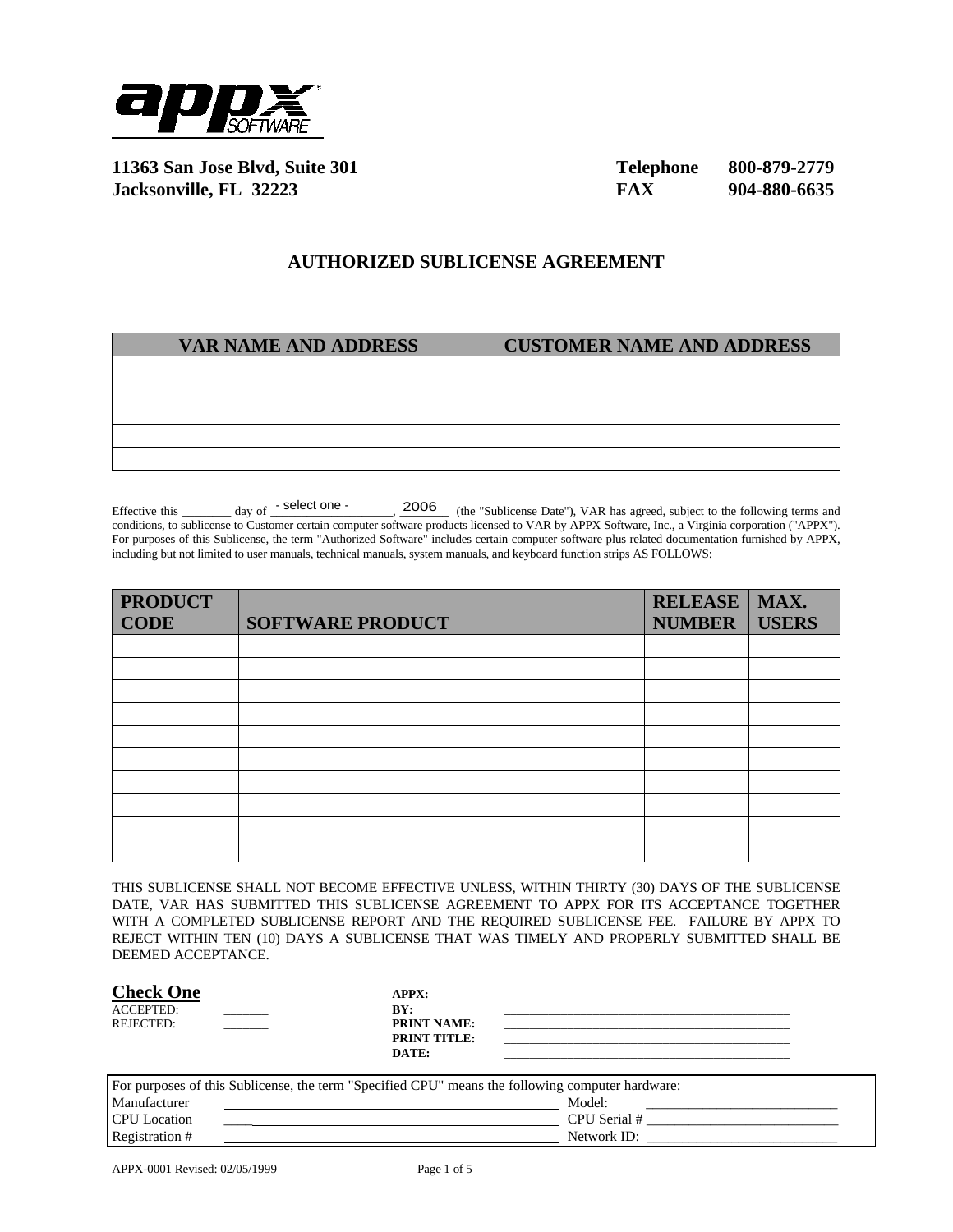11363 San Jose Blvd, Suite 301
Jacksonville, FL 32223

Telephone 800-879-2779
FAX 904-880-6635

# AUTHORIZED SUBLICENSE AGREEMENT

| VAR NAME AND ADDRESS | CUSTOMER NAME AND ADDRESS |
| --- | --- |
| | |
| | |
| | |
| | |
| | |

Effective this ________ day of - select one - , 2006 (the "Sublicense Date"), VAR has agreed, subject to the following terms and conditions, to sublicense to Customer certain computer software products licensed to VAR by APPX Software, Inc., a Virginia corporation ("APPX"). For purposes of this Sublicense, the term "Authorized Software" includes certain computer software plus related documentation furnished by APPX, including but not limited to user manuals, technical manuals, system manuals, and keyboard function strips AS FOLLOWS:

| PRODUCT CODE | SOFTWARE PRODUCT | RELEASE NUMBER | MAX. USERS |
| --- | --- | --- | --- |
| | | | |
| | | | |
| | | | |
| | | | |
| | | | |
| | | | |
| | | | |
| | | | |
| | | | |
| | | | |

THIS SUBLICENSE SHALL NOT BECOME EFFECTIVE UNLESS, WITHIN THIRTY (30) DAYS OF THE SUBLICENSE DATE, VAR HAS SUBMITTED THIS SUBLICENSE AGREEMENT TO APPX FOR ITS ACCEPTANCE TOGETHER WITH A COMPLETED SUBLICENSE REPORT AND THE REQUIRED SUBLICENSE FEE. FAILURE BY APPX TO REJECT WITHIN TEN (10) DAYS A SUBLICENSE THAT WAS TIMELY AND PROPERLY SUBMITTED SHALL BE DEEMED ACCEPTANCE.

**Check One**

ACCEPTED: ______
REJECTED: ______

**APPX:**
**BY:** ____________________
**PRINT NAME:** ____________________
**PRINT TITLE:** ____________________
**DATE:** ____________________

For purposes of this Sublicense, the term "Specified CPU" means the following computer hardware:

Manufacturer ____________________ Model: ____________________
CPU Location ____________________ CPU Serial # ____________________
Registration # ____________________ Network ID: ____________________

APPX-0001 Revised: 02/05/1999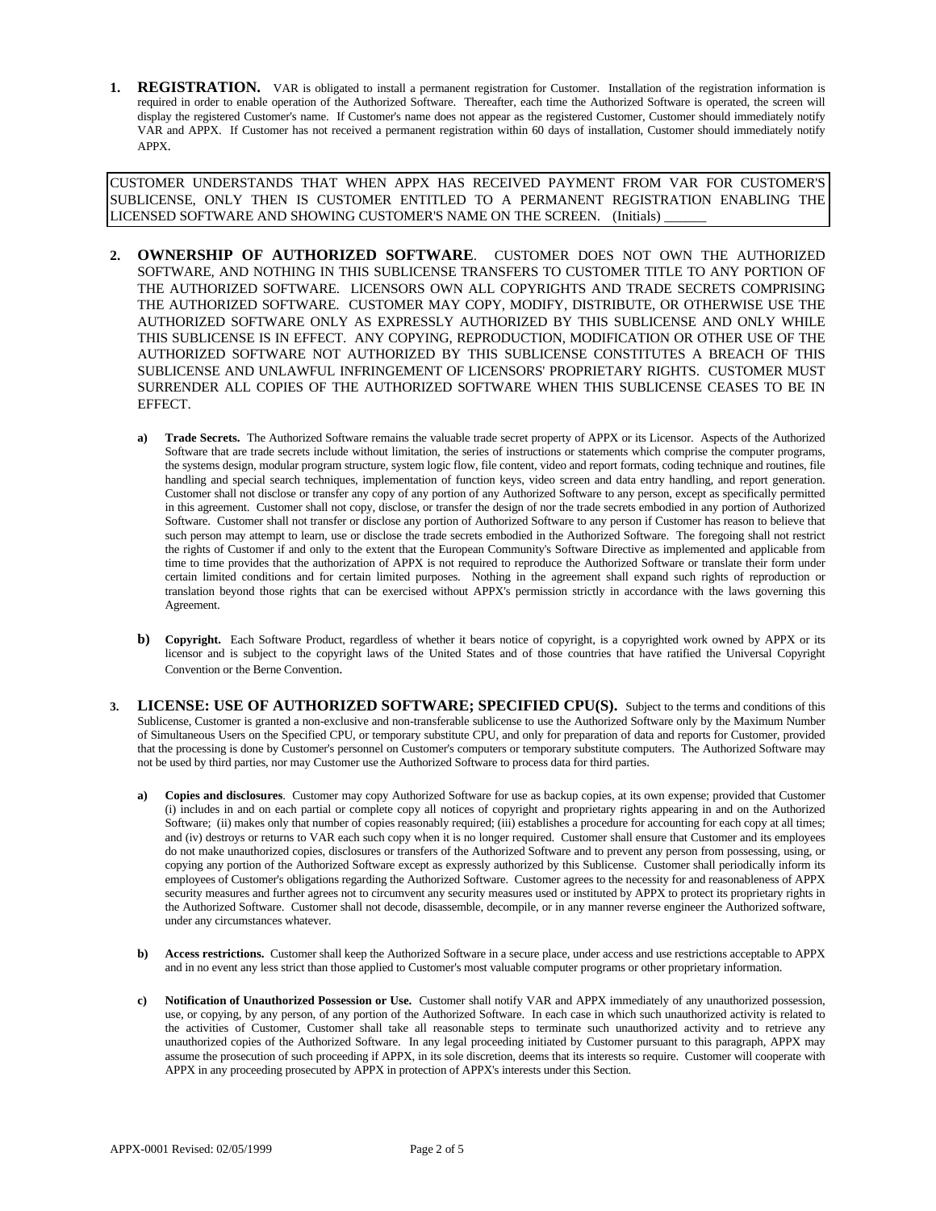1. **REGISTRATION.** VAR is obligated to install a permanent registration for Customer. Installation of the registration information is required in order to enable operation of the Authorized Software. Thereafter, each time the Authorized Software is operated, the screen will display the registered Customer's name. If Customer's name does not appear as the registered Customer, Customer should immediately notify VAR and APPX. If Customer has not received a permanent registration within 60 days of installation, Customer should immediately notify APPX.

> CUSTOMER UNDERSTANDS THAT WHEN APPX HAS RECEIVED PAYMENT FROM VAR FOR CUSTOMER'S SUBLICENSE, ONLY THEN IS CUSTOMER ENTITLED TO A PERMANENT REGISTRATION ENABLING THE LICENSED SOFTWARE AND SHOWING CUSTOMER'S NAME ON THE SCREEN. (Initials) ______

2. **OWNERSHIP OF AUTHORIZED SOFTWARE**. CUSTOMER DOES NOT OWN THE AUTHORIZED SOFTWARE, AND NOTHING IN THIS SUBLICENSE TRANSFERS TO CUSTOMER TITLE TO ANY PORTION OF THE AUTHORIZED SOFTWARE. LICENSORS OWN ALL COPYRIGHTS AND TRADE SECRETS COMPRISING THE AUTHORIZED SOFTWARE. CUSTOMER MAY COPY, MODIFY, DISTRIBUTE, OR OTHERWISE USE THE AUTHORIZED SOFTWARE ONLY AS EXPRESSLY AUTHORIZED BY THIS SUBLICENSE AND ONLY WHILE THIS SUBLICENSE IS IN EFFECT. ANY COPYING, REPRODUCTION, MODIFICATION OR OTHER USE OF THE AUTHORIZED SOFTWARE NOT AUTHORIZED BY THIS SUBLICENSE CONSTITUTES A BREACH OF THIS SUBLICENSE AND UNLAWFUL INFRINGEMENT OF LICENSORS' PROPRIETARY RIGHTS. CUSTOMER MUST SURRENDER ALL COPIES OF THE AUTHORIZED SOFTWARE WHEN THIS SUBLICENSE CEASES TO BE IN EFFECT.

   a) **Trade Secrets.** The Authorized Software remains the valuable trade secret property of APPX or its Licensor. Aspects of the Authorized Software that are trade secrets include without limitation, the series of instructions or statements which comprise the computer programs, the systems design, modular program structure, system logic flow, file content, video and report formats, coding technique and routines, file handling and special search techniques, implementation of function keys, video screen and data entry handling, and report generation. Customer shall not disclose or transfer any copy of any portion of any Authorized Software to any person, except as specifically permitted in this agreement. Customer shall not copy, disclose, or transfer the design of nor the trade secrets embodied in any portion of Authorized Software. Customer shall not transfer or disclose any portion of Authorized Software to any person if Customer has reason to believe that such person may attempt to learn, use or disclose the trade secrets embodied in the Authorized Software. The foregoing shall not restrict the rights of Customer if and only to the extent that the European Community's Software Directive as implemented and applicable from time to time provides that the authorization of APPX is not required to reproduce the Authorized Software or translate their form under certain limited conditions and for certain limited purposes. Nothing in the agreement shall expand such rights of reproduction or translation beyond those rights that can be exercised without APPX's permission strictly in accordance with the laws governing this Agreement.

   b) **Copyright.** Each Software Product, regardless of whether it bears notice of copyright, is a copyrighted work owned by APPX or its licensor and is subject to the copyright laws of the United States and of those countries that have ratified the Universal Copyright Convention or the Berne Convention.

3. **LICENSE: USE OF AUTHORIZED SOFTWARE; SPECIFIED CPU(S).** Subject to the terms and conditions of this Sublicense, Customer is granted a non-exclusive and non-transferable sublicense to use the Authorized Software only by the Maximum Number of Simultaneous Users on the Specified CPU, or temporary substitute CPU, and only for preparation of data and reports for Customer, provided that the processing is done by Customer's personnel on Customer's computers or temporary substitute computers. The Authorized Software may not be used by third parties, nor may Customer use the Authorized Software to process data for third parties.

   a) **Copies and disclosures**. Customer may copy Authorized Software for use as backup copies, at its own expense; provided that Customer (i) includes in and on each partial or complete copy all notices of copyright and proprietary rights appearing in and on the Authorized Software; (ii) makes only that number of copies reasonably required; (iii) establishes a procedure for accounting for each copy at all times; and (iv) destroys or returns to VAR each such copy when it is no longer required. Customer shall ensure that Customer and its employees do not make unauthorized copies, disclosures or transfers of the Authorized Software and to prevent any person from possessing, using, or copying any portion of the Authorized Software except as expressly authorized by this Sublicense. Customer shall periodically inform its employees of Customer's obligations regarding the Authorized Software. Customer agrees to the necessity for and reasonableness of APPX security measures and further agrees not to circumvent any security measures used or instituted by APPX to protect its proprietary rights in the Authorized Software. Customer shall not decode, disassemble, decompile, or in any manner reverse engineer the Authorized software, under any circumstances whatever.

   b) **Access restrictions.** Customer shall keep the Authorized Software in a secure place, under access and use restrictions acceptable to APPX and in no event any less strict than those applied to Customer's most valuable computer programs or other proprietary information.

   c) **Notification of Unauthorized Possession or Use.** Customer shall notify VAR and APPX immediately of any unauthorized possession, use, or copying, by any person, of any portion of the Authorized Software. In each case in which such unauthorized activity is related to the activities of Customer, Customer shall take all reasonable steps to terminate such unauthorized activity and to retrieve any unauthorized copies of the Authorized Software. In any legal proceeding initiated by Customer pursuant to this paragraph, APPX may assume the prosecution of such proceeding if APPX, in its sole discretion, deems that its interests so require. Customer will cooperate with APPX in any proceeding prosecuted by APPX in protection of APPX's interests under this Section.

APPX-0001 Revised: 02/05/1999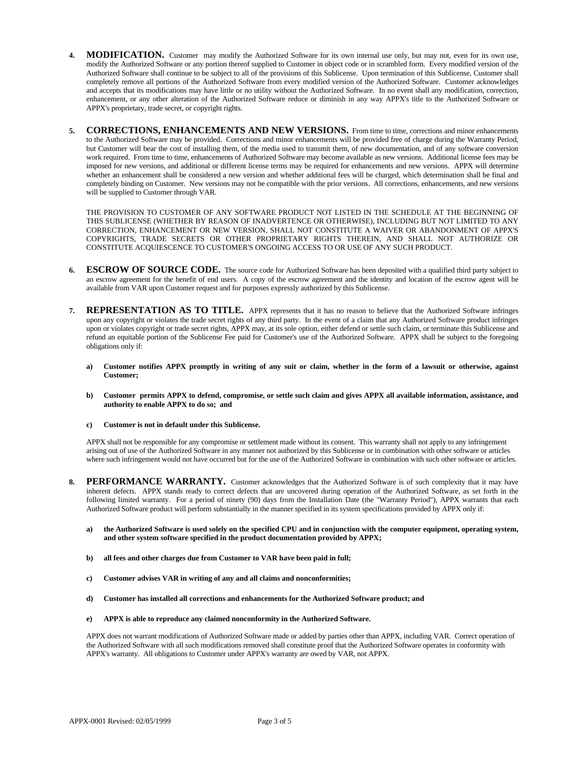4. **MODIFICATION.** Customer may modify the Authorized Software for its own internal use only, but may not, even for its own use, modify the Authorized Software or any portion thereof supplied to Customer in object code or in scrambled form. Every modified version of the Authorized Software shall continue to be subject to all of the provisions of this Sublicense. Upon termination of this Sublicense, Customer shall completely remove all portions of the Authorized Software from every modified version of the Authorized Software. Customer acknowledges and accepts that its modifications may have little or no utility without the Authorized Software. In no event shall any modification, correction, enhancement, or any other alteration of the Authorized Software reduce or diminish in any way APPX's title to the Authorized Software or APPX's proprietary, trade secret, or copyright rights.

5. **CORRECTIONS, ENHANCEMENTS AND NEW VERSIONS.** From time to time, corrections and minor enhancements to the Authorized Software may be provided. Corrections and minor enhancements will be provided free of charge during the Warranty Period, but Customer will bear the cost of installing them, of the media used to transmit them, of new documentation, and of any software conversion work required. From time to time, enhancements of Authorized Software may become available as new versions. Additional license fees may be imposed for new versions, and additional or different license terms may be required for enhancements and new versions. APPX will determine whether an enhancement shall be considered a new version and whether additional fees will be charged, which determination shall be final and completely binding on Customer. New versions may not be compatible with the prior versions. All corrections, enhancements, and new versions will be supplied to Customer through VAR.

   THE PROVISION TO CUSTOMER OF ANY SOFTWARE PRODUCT NOT LISTED IN THE SCHEDULE AT THE BEGINNING OF THIS SUBLICENSE (WHETHER BY REASON OF INADVERTENCE OR OTHERWISE), INCLUDING BUT NOT LIMITED TO ANY CORRECTION, ENHANCEMENT OR NEW VERSION, SHALL NOT CONSTITUTE A WAIVER OR ABANDONMENT OF APPX'S COPYRIGHTS, TRADE SECRETS OR OTHER PROPRIETARY RIGHTS THEREIN, AND SHALL NOT AUTHORIZE OR CONSTITUTE ACQUIESCENCE TO CUSTOMER'S ONGOING ACCESS TO OR USE OF ANY SUCH PRODUCT.

6. **ESCROW OF SOURCE CODE.** The source code for Authorized Software has been deposited with a qualified third party subject to an escrow agreement for the benefit of end users. A copy of the escrow agreement and the identity and location of the escrow agent will be available from VAR upon Customer request and for purposes expressly authorized by this Sublicense.

7. **REPRESENTATION AS TO TITLE.** APPX represents that it has no reason to believe that the Authorized Software infringes upon any copyright or violates the trade secret rights of any third party. In the event of a claim that any Authorized Software product infringes upon or violates copyright or trade secret rights, APPX may, at its sole option, either defend or settle such claim, or terminate this Sublicense and refund an equitable portion of the Sublicense Fee paid for Customer's use of the Authorized Software. APPX shall be subject to the foregoing obligations only if:

   a) **Customer notifies APPX promptly in writing of any suit or claim, whether in the form of a lawsuit or otherwise, against Customer;**

   b) **Customer permits APPX to defend, compromise, or settle such claim and gives APPX all available information, assistance, and authority to enable APPX to do so; and**

   c) **Customer is not in default under this Sublicense.**

   APPX shall not be responsible for any compromise or settlement made without its consent. This warranty shall not apply to any infringement arising out of use of the Authorized Software in any manner not authorized by this Sublicense or in combination with other software or articles where such infringement would not have occurred but for the use of the Authorized Software in combination with such other software or articles.

8. **PERFORMANCE WARRANTY.** Customer acknowledges that the Authorized Software is of such complexity that it may have inherent defects. APPX stands ready to correct defects that are uncovered during operation of the Authorized Software, as set forth in the following limited warranty. For a period of ninety (90) days from the Installation Date (the "Warranty Period"), APPX warrants that each Authorized Software product will perform substantially in the manner specified in its system specifications provided by APPX only if:

   a) **the Authorized Software is used solely on the specified CPU and in conjunction with the computer equipment, operating system, and other system software specified in the product documentation provided by APPX;**

   b) **all fees and other charges due from Customer to VAR have been paid in full;**

   c) **Customer advises VAR in writing of any and all claims and nonconformities;**

   d) **Customer has installed all corrections and enhancements for the Authorized Software product; and**

   e) **APPX is able to reproduce any claimed nonconformity in the Authorized Software.**

   APPX does not warrant modifications of Authorized Software made or added by parties other than APPX, including VAR. Correct operation of the Authorized Software with all such modifications removed shall constitute proof that the Authorized Software operates in conformity with APPX's warranty. All obligations to Customer under APPX's warranty are owed by VAR, not APPX.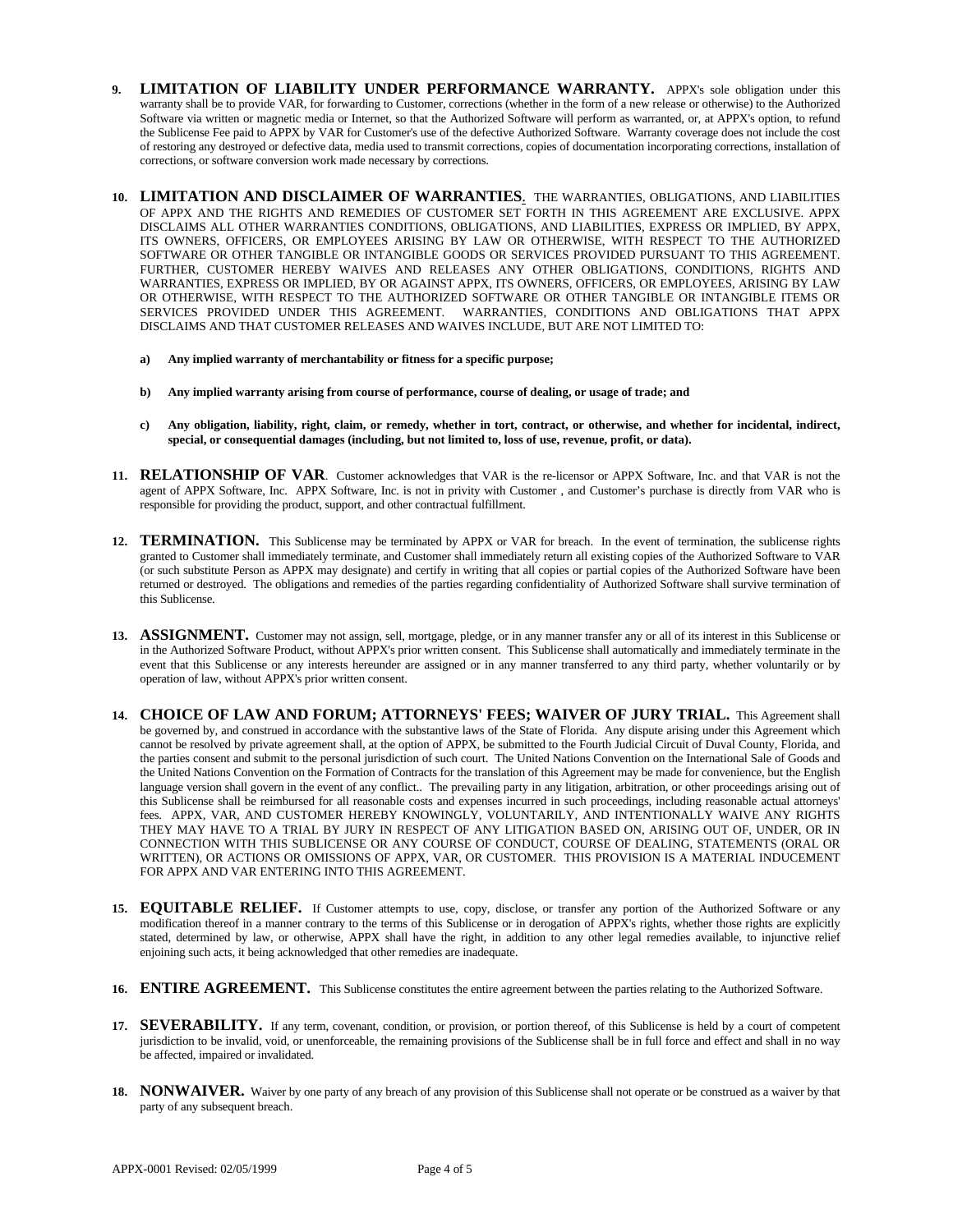**9. LIMITATION OF LIABILITY UNDER PERFORMANCE WARRANTY.** APPX's sole obligation under this warranty shall be to provide VAR, for forwarding to Customer, corrections (whether in the form of a new release or otherwise) to the Authorized Software via written or magnetic media or Internet, so that the Authorized Software will perform as warranted, or, at APPX's option, to refund the Sublicense Fee paid to APPX by VAR for Customer's use of the defective Authorized Software. Warranty coverage does not include the cost of restoring any destroyed or defective data, media used to transmit corrections, copies of documentation incorporating corrections, installation of corrections, or software conversion work made necessary by corrections.

**10. LIMITATION AND DISCLAIMER OF WARRANTIES.** THE WARRANTIES, OBLIGATIONS, AND LIABILITIES OF APPX AND THE RIGHTS AND REMEDIES OF CUSTOMER SET FORTH IN THIS AGREEMENT ARE EXCLUSIVE. APPX DISCLAIMS ALL OTHER WARRANTIES CONDITIONS, OBLIGATIONS, AND LIABILITIES, EXPRESS OR IMPLIED, BY APPX, ITS OWNERS, OFFICERS, OR EMPLOYEES ARISING BY LAW OR OTHERWISE, WITH RESPECT TO THE AUTHORIZED SOFTWARE OR OTHER TANGIBLE OR INTANGIBLE GOODS OR SERVICES PROVIDED PURSUANT TO THIS AGREEMENT. FURTHER, CUSTOMER HEREBY WAIVES AND RELEASES ANY OTHER OBLIGATIONS, CONDITIONS, RIGHTS AND WARRANTIES, EXPRESS OR IMPLIED, BY OR AGAINST APPX, ITS OWNERS, OFFICERS, OR EMPLOYEES, ARISING BY LAW OR OTHERWISE, WITH RESPECT TO THE AUTHORIZED SOFTWARE OR OTHER TANGIBLE OR INTANGIBLE ITEMS OR SERVICES PROVIDED UNDER THIS AGREEMENT. WARRANTIES, CONDITIONS AND OBLIGATIONS THAT APPX DISCLAIMS AND THAT CUSTOMER RELEASES AND WAIVES INCLUDE, BUT ARE NOT LIMITED TO:

a) **Any implied warranty of merchantability or fitness for a specific purpose;**

b) **Any implied warranty arising from course of performance, course of dealing, or usage of trade; and**

c) **Any obligation, liability, right, claim, or remedy, whether in tort, contract, or otherwise, and whether for incidental, indirect, special, or consequential damages (including, but not limited to, loss of use, revenue, profit, or data).**

**11. RELATIONSHIP OF VAR**. Customer acknowledges that VAR is the re-licensor or APPX Software, Inc. and that VAR is not the agent of APPX Software, Inc. APPX Software, Inc. is not in privity with Customer , and Customer's purchase is directly from VAR who is responsible for providing the product, support, and other contractual fulfillment.

**12. TERMINATION.** This Sublicense may be terminated by APPX or VAR for breach. In the event of termination, the sublicense rights granted to Customer shall immediately terminate, and Customer shall immediately return all existing copies of the Authorized Software to VAR (or such substitute Person as APPX may designate) and certify in writing that all copies or partial copies of the Authorized Software have been returned or destroyed. The obligations and remedies of the parties regarding confidentiality of Authorized Software shall survive termination of this Sublicense.

**13. ASSIGNMENT.** Customer may not assign, sell, mortgage, pledge, or in any manner transfer any or all of its interest in this Sublicense or in the Authorized Software Product, without APPX's prior written consent. This Sublicense shall automatically and immediately terminate in the event that this Sublicense or any interests hereunder are assigned or in any manner transferred to any third party, whether voluntarily or by operation of law, without APPX's prior written consent.

**14. CHOICE OF LAW AND FORUM; ATTORNEYS' FEES; WAIVER OF JURY TRIAL.** This Agreement shall be governed by, and construed in accordance with the substantive laws of the State of Florida. Any dispute arising under this Agreement which cannot be resolved by private agreement shall, at the option of APPX, be submitted to the Fourth Judicial Circuit of Duval County, Florida, and the parties consent and submit to the personal jurisdiction of such court. The United Nations Convention on the International Sale of Goods and the United Nations Convention on the Formation of Contracts for the translation of this Agreement may be made for convenience, but the English language version shall govern in the event of any conflict.. The prevailing party in any litigation, arbitration, or other proceedings arising out of this Sublicense shall be reimbursed for all reasonable costs and expenses incurred in such proceedings, including reasonable actual attorneys' fees. APPX, VAR, AND CUSTOMER HEREBY KNOWINGLY, VOLUNTARILY, AND INTENTIONALLY WAIVE ANY RIGHTS THEY MAY HAVE TO A TRIAL BY JURY IN RESPECT OF ANY LITIGATION BASED ON, ARISING OUT OF, UNDER, OR IN CONNECTION WITH THIS SUBLICENSE OR ANY COURSE OF CONDUCT, COURSE OF DEALING, STATEMENTS (ORAL OR WRITTEN), OR ACTIONS OR OMISSIONS OF APPX, VAR, OR CUSTOMER. THIS PROVISION IS A MATERIAL INDUCEMENT FOR APPX AND VAR ENTERING INTO THIS AGREEMENT.

**15. EQUITABLE RELIEF.** If Customer attempts to use, copy, disclose, or transfer any portion of the Authorized Software or any modification thereof in a manner contrary to the terms of this Sublicense or in derogation of APPX's rights, whether those rights are explicitly stated, determined by law, or otherwise, APPX shall have the right, in addition to any other legal remedies available, to injunctive relief enjoining such acts, it being acknowledged that other remedies are inadequate.

**16. ENTIRE AGREEMENT.** This Sublicense constitutes the entire agreement between the parties relating to the Authorized Software.

**17. SEVERABILITY.** If any term, covenant, condition, or provision, or portion thereof, of this Sublicense is held by a court of competent jurisdiction to be invalid, void, or unenforceable, the remaining provisions of the Sublicense shall be in full force and effect and shall in no way be affected, impaired or invalidated.

**18. NONWAIVER.** Waiver by one party of any breach of any provision of this Sublicense shall not operate or be construed as a waiver by that party of any subsequent breach.

APPX-0001 Revised: 02/05/1999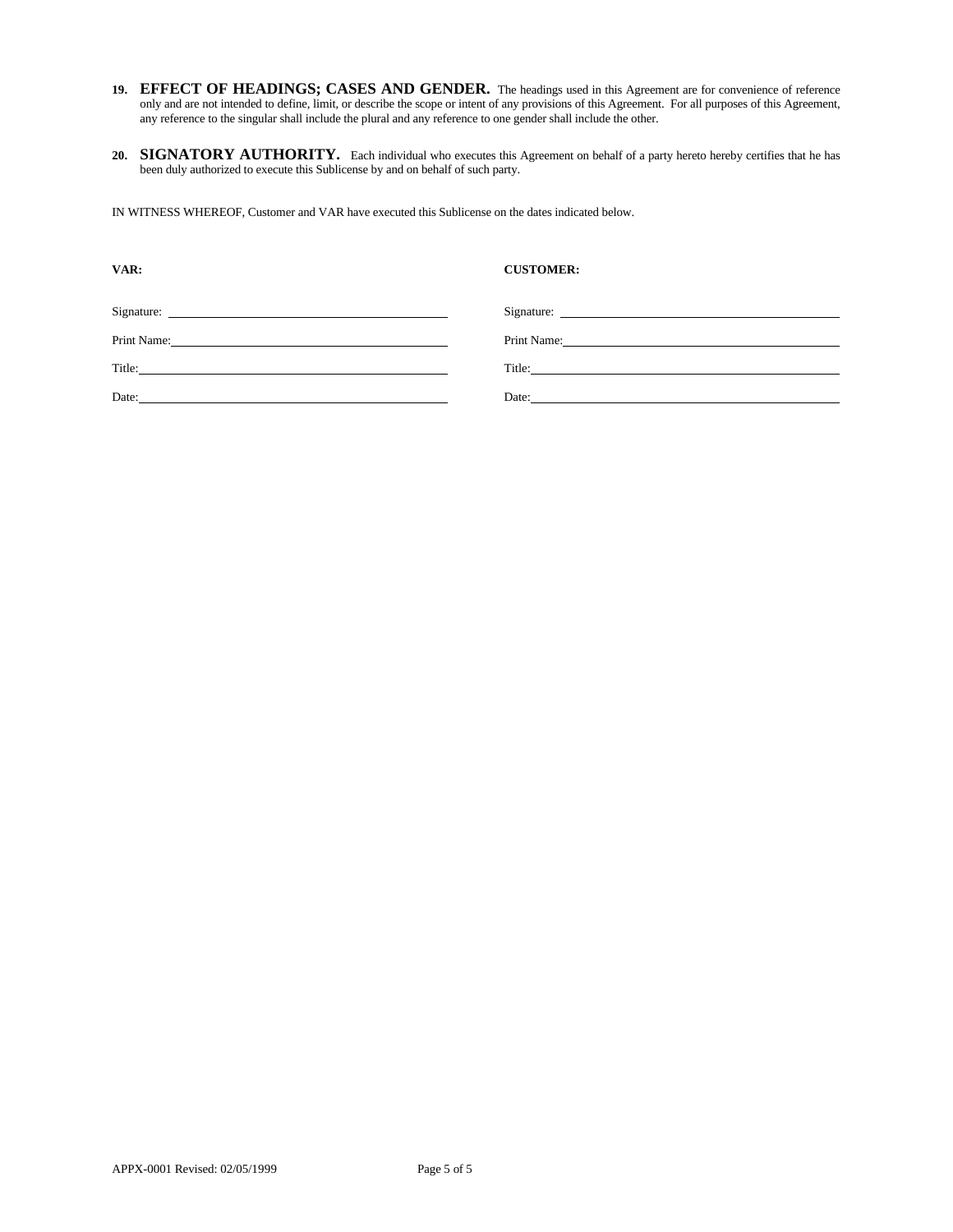**19. EFFECT OF HEADINGS; CASES AND GENDER.** The headings used in this Agreement are for convenience of reference only and are not intended to define, limit, or describe the scope or intent of any provisions of this Agreement. For all purposes of this Agreement, any reference to the singular shall include the plural and any reference to one gender shall include the other.

**20. SIGNATORY AUTHORITY.** Each individual who executes this Agreement on behalf of a party hereto hereby certifies that he has been duly authorized to execute this Sublicense by and on behalf of such party.

IN WITNESS WHEREOF, Customer and VAR have executed this Sublicense on the dates indicated below.

| **VAR:** | **CUSTOMER:** |
|---|---|
| Signature: \_\_\_\_\_\_\_\_\_\_\_\_\_\_\_\_\_\_\_\_ | Signature: \_\_\_\_\_\_\_\_\_\_\_\_\_\_\_\_\_\_\_\_ |
| Print Name: \_\_\_\_\_\_\_\_\_\_\_\_\_\_\_\_\_\_\_\_ | Print Name: \_\_\_\_\_\_\_\_\_\_\_\_\_\_\_\_\_\_\_\_ |
| Title: \_\_\_\_\_\_\_\_\_\_\_\_\_\_\_\_\_\_\_\_ | Title: \_\_\_\_\_\_\_\_\_\_\_\_\_\_\_\_\_\_\_\_ |
| Date: \_\_\_\_\_\_\_\_\_\_\_\_\_\_\_\_\_\_\_\_ | Date: \_\_\_\_\_\_\_\_\_\_\_\_\_\_\_\_\_\_\_\_ |

APPX-0001 Revised: 02/05/1999